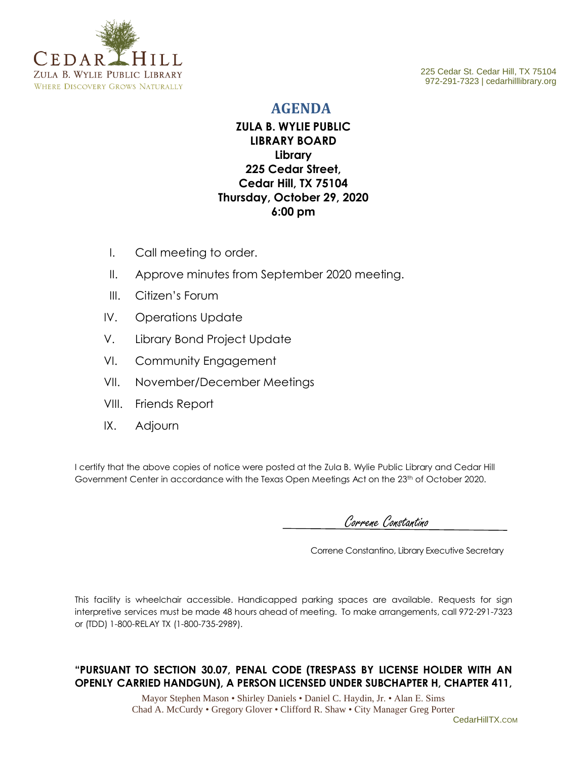CEDAR HILL
ZULA B. WYLIE PUBLIC LIBRARY
WHERE DISCOVERY GROWS NATURALLY

225 Cedar St. Cedar Hill, TX 75104
972-291-7323 | cedarhilllibrary.org

# AGENDA

**ZULA B. WYLIE PUBLIC LIBRARY BOARD**
**Library**
**225 Cedar Street,**
**Cedar Hill, TX 75104**
**Thursday, October 29, 2020**
**6:00 pm**

I. Call meeting to order.
II. Approve minutes from September 2020 meeting.
III. Citizen's Forum
IV. Operations Update
V. Library Bond Project Update
VI. Community Engagement
VII. November/December Meetings
VIII. Friends Report
IX. Adjourn

I certify that the above copies of notice were posted at the Zula B. Wylie Public Library and Cedar Hill Government Center in accordance with the Texas Open Meetings Act on the 23th of October 2020.

Correne Constantino

Correne Constantino, Library Executive Secretary

This facility is wheelchair accessible. Handicapped parking spaces are available. Requests for sign interpretive services must be made 48 hours ahead of meeting. To make arrangements, call 972-291-7323 or (TDD) 1-800-RELAY TX (1-800-735-2989).

**"PURSUANT TO SECTION 30.07, PENAL CODE (TRESPASS BY LICENSE HOLDER WITH AN OPENLY CARRIED HANDGUN), A PERSON LICENSED UNDER SUBCHAPTER H, CHAPTER 411,**

Mayor Stephen Mason • Shirley Daniels • Daniel C. Haydin, Jr. • Alan E. Sims
Chad A. McCurdy • Gregory Glover • Clifford R. Shaw • City Manager Greg Porter
CedarHillTX.COM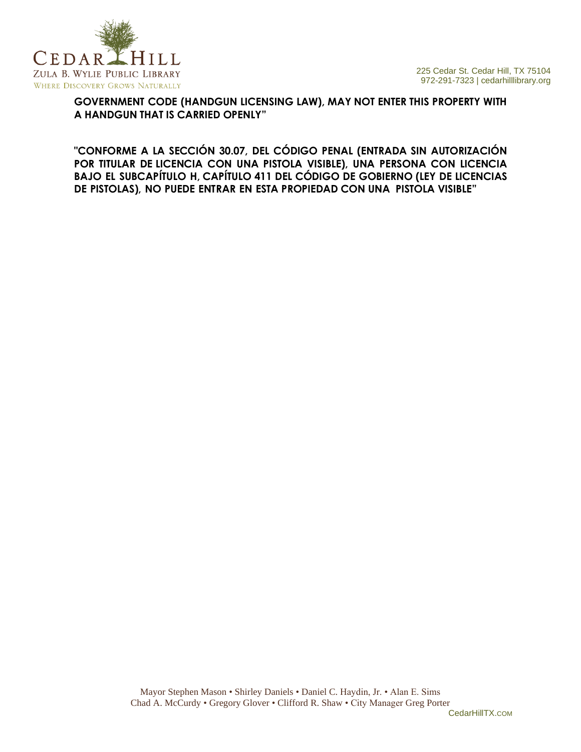**GOVERNMENT CODE (HANDGUN LICENSING LAW), MAY NOT ENTER THIS PROPERTY WITH A HANDGUN THAT IS CARRIED OPENLY"**

**"CONFORME A LA SECCIÓN 30.07, DEL CÓDIGO PENAL (ENTRADA SIN AUTORIZACIÓN POR TITULAR DE LICENCIA CON UNA PISTOLA VISIBLE), UNA PERSONA CON LICENCIA BAJO EL SUBCAPÍTULO H, CAPÍTULO 411 DEL CÓDIGO DE GOBIERNO (LEY DE LICENCIAS DE PISTOLAS), NO PUEDE ENTRAR EN ESTA PROPIEDAD CON UNA PISTOLA VISIBLE"**